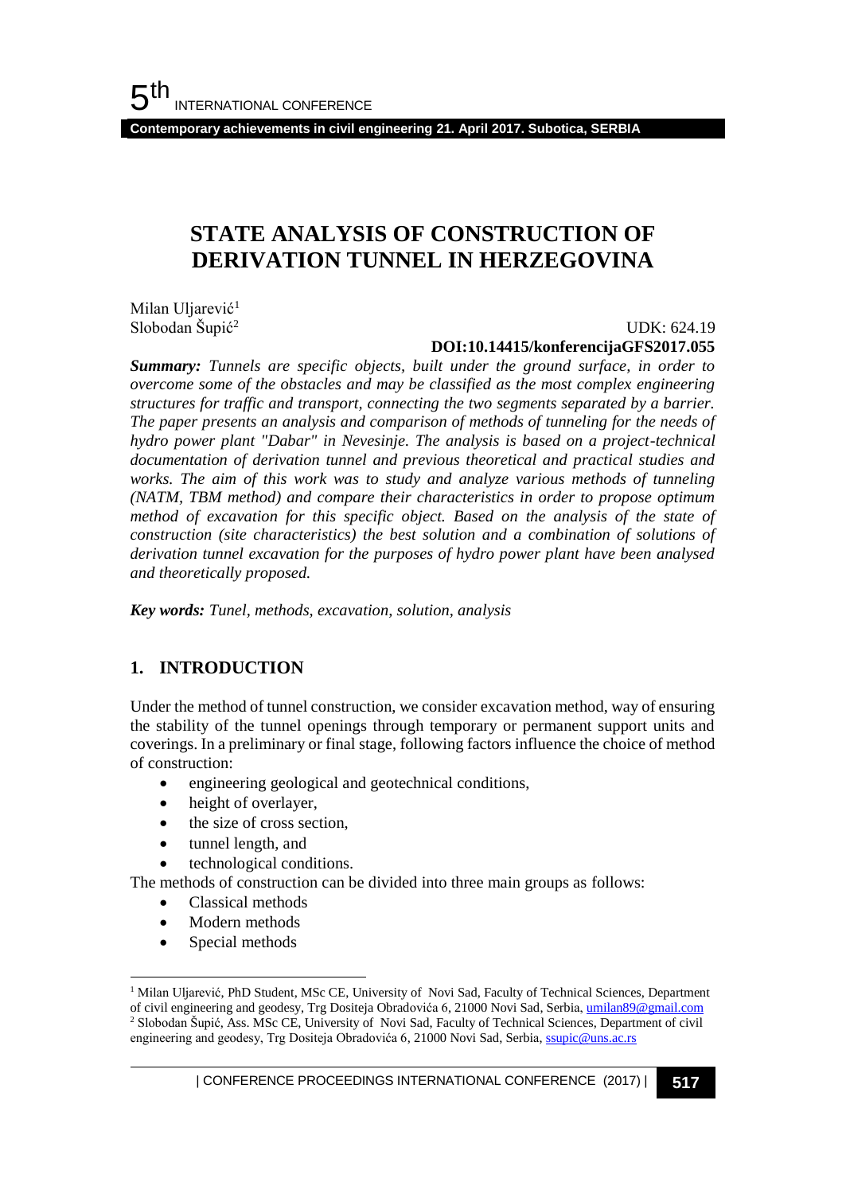# STATE ANALYSIS OF CONSTRUCTION OF DERIVATION TUNNEL IN HERZEGOVINA

Milan Uljarević[1]
Slobodan Šupić[2]

UDK: 624.19
**DOI:10.14415/konferencijaGFS2017.055**

***Summary:*** *Tunnels are specific objects, built under the ground surface, in order to overcome some of the obstacles and may be classified as the most complex engineering structures for traffic and transport, connecting the two segments separated by a barrier. The paper presents an analysis and comparison of methods of tunneling for the needs of hydro power plant "Dabar" in Nevesinje. The analysis is based on a project-technical documentation of derivation tunnel and previous theoretical and practical studies and works. The aim of this work was to study and analyze various methods of tunneling (NATM, TBM method) and compare their characteristics in order to propose optimum method of excavation for this specific object. Based on the analysis of the state of construction (site characteristics) the best solution and a combination of solutions of derivation tunnel excavation for the purposes of hydro power plant have been analysed and theoretically proposed.*

***Key words:*** *Tunel, methods, excavation, solution, analysis*

## 1. INTRODUCTION

Under the method of tunnel construction, we consider excavation method, way of ensuring the stability of the tunnel openings through temporary or permanent support units and coverings. In a preliminary or final stage, following factors influence the choice of method of construction:

- engineering geological and geotechnical conditions,
- height of overlayer,
- the size of cross section,
- tunnel length, and
- technological conditions.

The methods of construction can be divided into three main groups as follows:

- Classical methods
- Modern methods
- Special methods

---

[1] Milan Uljarević, PhD Student, MSc CE, University of Novi Sad, Faculty of Technical Sciences, Department of civil engineering and geodesy, Trg Dositeja Obradovića 6, 21000 Novi Sad, Serbia, umilan89@gmail.com

[2] Slobodan Šupić, Ass. MSc CE, University of Novi Sad, Faculty of Technical Sciences, Department of civil engineering and geodesy, Trg Dositeja Obradovića 6, 21000 Novi Sad, Serbia, ssupic@uns.ac.rs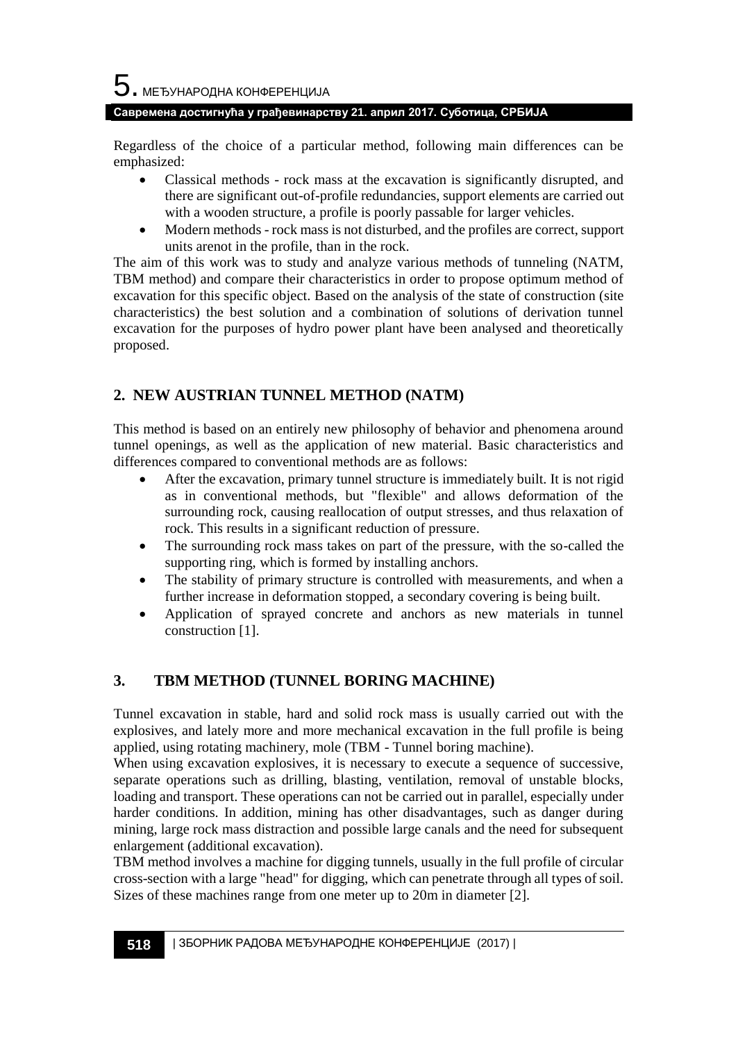Regardless of the choice of a particular method, following main differences can be emphasized:

- Classical methods - rock mass at the excavation is significantly disrupted, and there are significant out-of-profile redundancies, support elements are carried out with a wooden structure, a profile is poorly passable for larger vehicles.
- Modern methods - rock mass is not disturbed, and the profiles are correct, support units arenot in the profile, than in the rock.

The aim of this work was to study and analyze various methods of tunneling (NATM, TBM method) and compare their characteristics in order to propose optimum method of excavation for this specific object. Based on the analysis of the state of construction (site characteristics) the best solution and a combination of solutions of derivation tunnel excavation for the purposes of hydro power plant have been analysed and theoretically proposed.

## 2. NEW AUSTRIAN TUNNEL METHOD (NATM)

This method is based on an entirely new philosophy of behavior and phenomena around tunnel openings, as well as the application of new material. Basic characteristics and differences compared to conventional methods are as follows:

- After the excavation, primary tunnel structure is immediately built. It is not rigid as in conventional methods, but "flexible" and allows deformation of the surrounding rock, causing reallocation of output stresses, and thus relaxation of rock. This results in a significant reduction of pressure.
- The surrounding rock mass takes on part of the pressure, with the so-called the supporting ring, which is formed by installing anchors.
- The stability of primary structure is controlled with measurements, and when a further increase in deformation stopped, a secondary covering is being built.
- Application of sprayed concrete and anchors as new materials in tunnel construction [1].

## 3. TBM METHOD (TUNNEL BORING MACHINE)

Tunnel excavation in stable, hard and solid rock mass is usually carried out with the explosives, and lately more and more mechanical excavation in the full profile is being applied, using rotating machinery, mole (TBM - Tunnel boring machine).

When using excavation explosives, it is necessary to execute a sequence of successive, separate operations such as drilling, blasting, ventilation, removal of unstable blocks, loading and transport. These operations can not be carried out in parallel, especially under harder conditions. In addition, mining has other disadvantages, such as danger during mining, large rock mass distraction and possible large canals and the need for subsequent enlargement (additional excavation).

TBM method involves a machine for digging tunnels, usually in the full profile of circular cross-section with a large "head" for digging, which can penetrate through all types of soil. Sizes of these machines range from one meter up to 20m in diameter [2].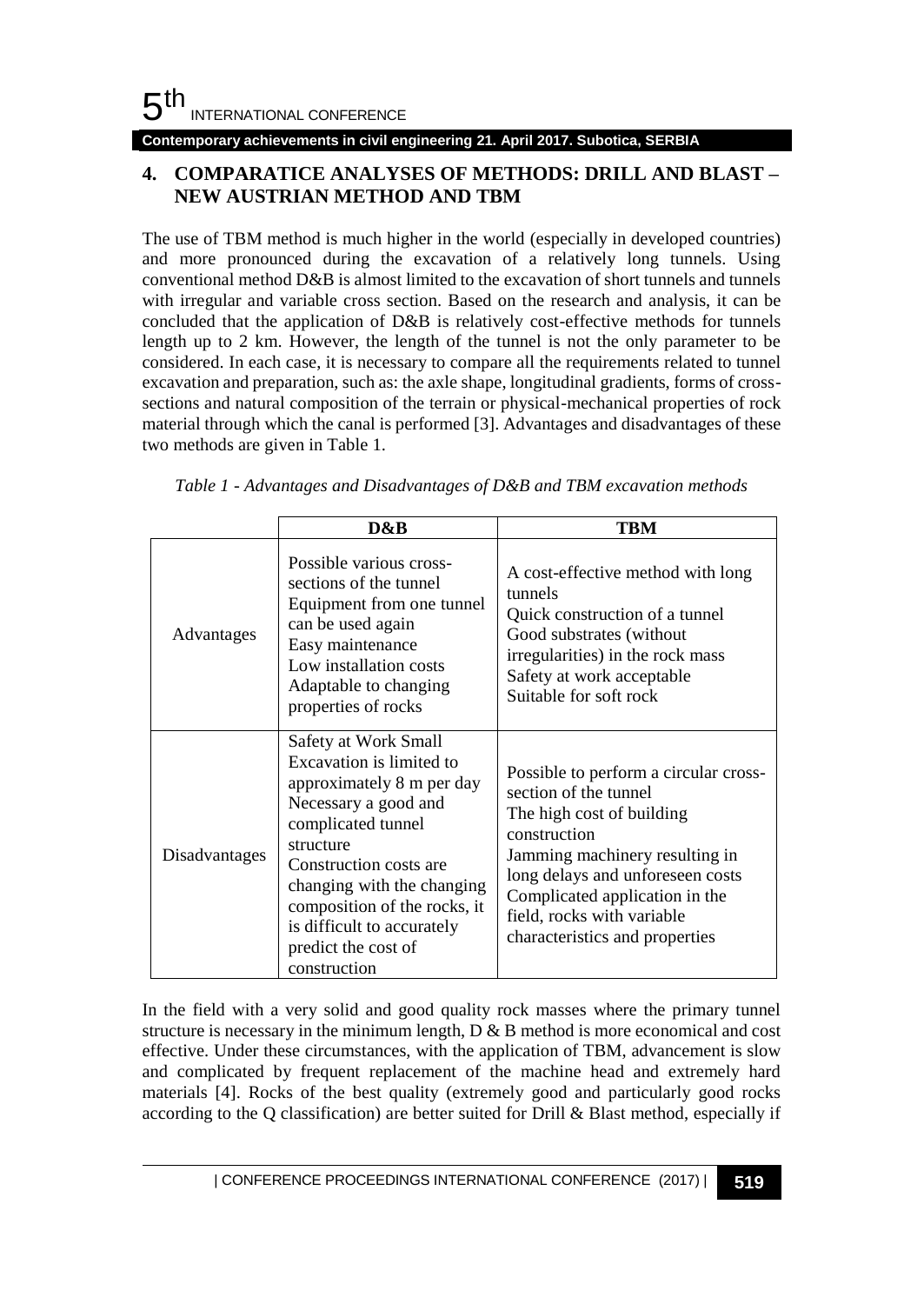## 4. COMPARATICE ANALYSES OF METHODS: DRILL AND BLAST – NEW AUSTRIAN METHOD AND TBM

The use of TBM method is much higher in the world (especially in developed countries) and more pronounced during the excavation of a relatively long tunnels. Using conventional method D&B is almost limited to the excavation of short tunnels and tunnels with irregular and variable cross section. Based on the research and analysis, it can be concluded that the application of D&B is relatively cost-effective methods for tunnels length up to 2 km. However, the length of the tunnel is not the only parameter to be considered. In each case, it is necessary to compare all the requirements related to tunnel excavation and preparation, such as: the axle shape, longitudinal gradients, forms of cross-sections and natural composition of the terrain or physical-mechanical properties of rock material through which the canal is performed [3]. Advantages and disadvantages of these two methods are given in Table 1.

*Table 1 - Advantages and Disadvantages of D&B and TBM excavation methods*

| | D&B | TBM |
|---|---|---|
| Advantages | Possible various cross-sections of the tunnel<br>Equipment from one tunnel can be used again<br>Easy maintenance<br>Low installation costs<br>Adaptable to changing properties of rocks | A cost-effective method with long tunnels<br>Quick construction of a tunnel<br>Good substrates (without irregularities) in the rock mass<br>Safety at work acceptable<br>Suitable for soft rock |
| Disadvantages | Safety at Work Small<br>Excavation is limited to approximately 8 m per day<br>Necessary a good and complicated tunnel structure<br>Construction costs are changing with the changing composition of the rocks, it is difficult to accurately predict the cost of construction | Possible to perform a circular cross-section of the tunnel<br>The high cost of building construction<br>Jamming machinery resulting in long delays and unforeseen costs<br>Complicated application in the field, rocks with variable characteristics and properties |

In the field with a very solid and good quality rock masses where the primary tunnel structure is necessary in the minimum length, D & B method is more economical and cost effective. Under these circumstances, with the application of TBM, advancement is slow and complicated by frequent replacement of the machine head and extremely hard materials [4]. Rocks of the best quality (extremely good and particularly good rocks according to the Q classification) are better suited for Drill & Blast method, especially if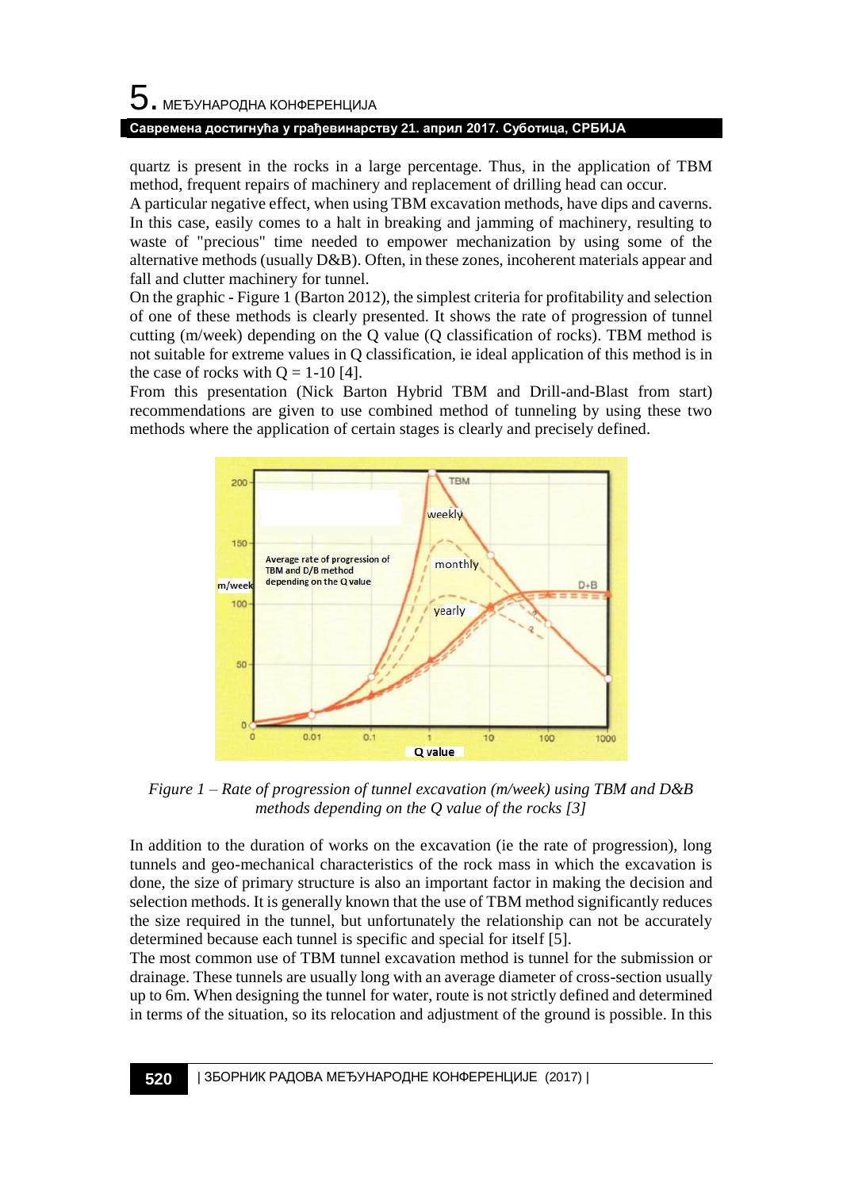quartz is present in the rocks in a large percentage. Thus, in the application of TBM method, frequent repairs of machinery and replacement of drilling head can occur.
A particular negative effect, when using TBM excavation methods, have dips and caverns. In this case, easily comes to a halt in breaking and jamming of machinery, resulting to waste of "precious" time needed to empower mechanization by using some of the alternative methods (usually D&B). Often, in these zones, incoherent materials appear and fall and clutter machinery for tunnel.
On the graphic - Figure 1 (Barton 2012), the simplest criteria for profitability and selection of one of these methods is clearly presented. It shows the rate of progression of tunnel cutting (m/week) depending on the Q value (Q classification of rocks). TBM method is not suitable for extreme values in Q classification, ie ideal application of this method is in the case of rocks with Q = 1-10 [4].
From this presentation (Nick Barton Hybrid TBM and Drill-and-Blast from start) recommendations are given to use combined method of tunneling by using these two methods where the application of certain stages is clearly and precisely defined.

*Figure 1 – Rate of progression of tunnel excavation (m/week) using TBM and D&B methods depending on the Q value of the rocks [3]*

In addition to the duration of works on the excavation (ie the rate of progression), long tunnels and geo-mechanical characteristics of the rock mass in which the excavation is done, the size of primary structure is also an important factor in making the decision and selection methods. It is generally known that the use of TBM method significantly reduces the size required in the tunnel, but unfortunately the relationship can not be accurately determined because each tunnel is specific and special for itself [5].
The most common use of TBM tunnel excavation method is tunnel for the submission or drainage. These tunnels are usually long with an average diameter of cross-section usually up to 6m. When designing the tunnel for water, route is not strictly defined and determined in terms of the situation, so its relocation and adjustment of the ground is possible. In this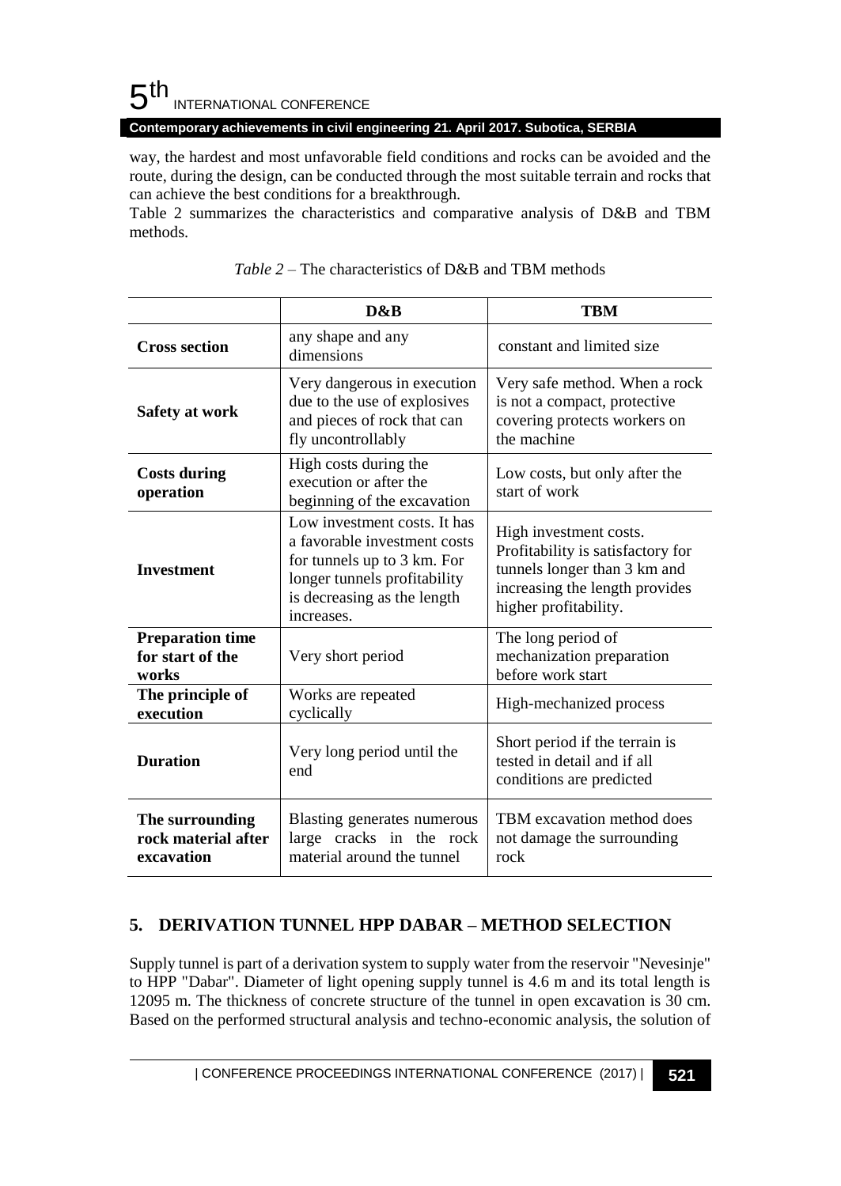way, the hardest and most unfavorable field conditions and rocks can be avoided and the route, during the design, can be conducted through the most suitable terrain and rocks that can achieve the best conditions for a breakthrough.

Table 2 summarizes the characteristics and comparative analysis of D&B and TBM methods.

*Table 2* – The characteristics of D&B and TBM methods

| | **D&B** | **TBM** |
|---|---|---|
| **Cross section** | any shape and any dimensions | constant and limited size |
| **Safety at work** | Very dangerous in execution due to the use of explosives and pieces of rock that can fly uncontrollably | Very safe method. When a rock is not a compact, protective covering protects workers on the machine |
| **Costs during operation** | High costs during the execution or after the beginning of the excavation | Low costs, but only after the start of work |
| **Investment** | Low investment costs. It has a favorable investment costs for tunnels up to 3 km. For longer tunnels profitability is decreasing as the length increases. | High investment costs. Profitability is satisfactory for tunnels longer than 3 km and increasing the length provides higher profitability. |
| **Preparation time for start of the works** | Very short period | The long period of mechanization preparation before work start |
| **The principle of execution** | Works are repeated cyclically | High-mechanized process |
| **Duration** | Very long period until the end | Short period if the terrain is tested in detail and if all conditions are predicted |
| **The surrounding rock material after excavation** | Blasting generates numerous large cracks in the rock material around the tunnel | TBM excavation method does not damage the surrounding rock |

## 5. DERIVATION TUNNEL HPP DABAR – METHOD SELECTION

Supply tunnel is part of a derivation system to supply water from the reservoir "Nevesinje" to HPP "Dabar". Diameter of light opening supply tunnel is 4.6 m and its total length is 12095 m. The thickness of concrete structure of the tunnel in open excavation is 30 cm. Based on the performed structural analysis and techno-economic analysis, the solution of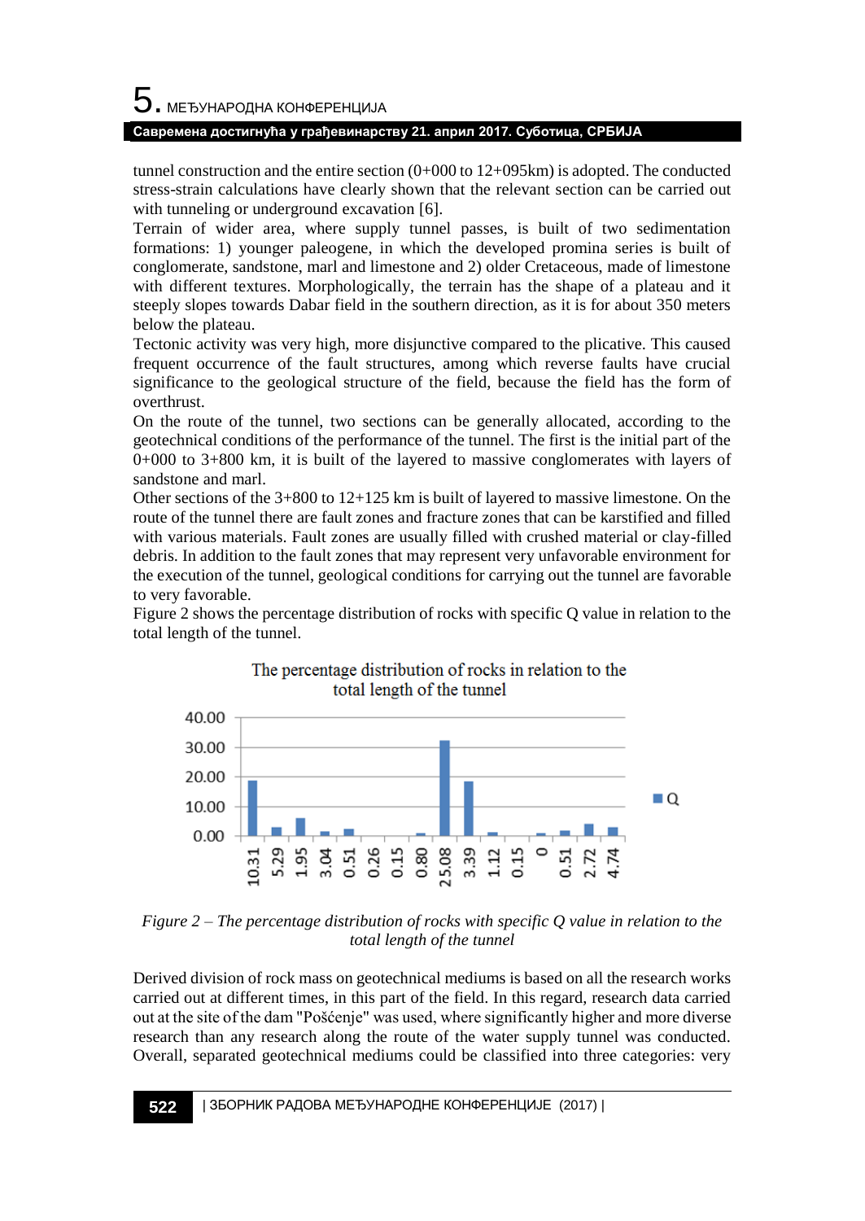tunnel construction and the entire section (0+000 to 12+095km) is adopted. The conducted stress-strain calculations have clearly shown that the relevant section can be carried out with tunneling or underground excavation [6].

Terrain of wider area, where supply tunnel passes, is built of two sedimentation formations: 1) younger paleogene, in which the developed promina series is built of conglomerate, sandstone, marl and limestone and 2) older Cretaceous, made of limestone with different textures. Morphologically, the terrain has the shape of a plateau and it steeply slopes towards Dabar field in the southern direction, as it is for about 350 meters below the plateau.

Tectonic activity was very high, more disjunctive compared to the plicative. This caused frequent occurrence of the fault structures, among which reverse faults have crucial significance to the geological structure of the field, because the field has the form of overthrust.

On the route of the tunnel, two sections can be generally allocated, according to the geotechnical conditions of the performance of the tunnel. The first is the initial part of the 0+000 to 3+800 km, it is built of the layered to massive conglomerates with layers of sandstone and marl.

Other sections of the 3+800 to 12+125 km is built of layered to massive limestone. On the route of the tunnel there are fault zones and fracture zones that can be karstified and filled with various materials. Fault zones are usually filled with crushed material or clay-filled debris. In addition to the fault zones that may represent very unfavorable environment for the execution of the tunnel, geological conditions for carrying out the tunnel are favorable to very favorable.

Figure 2 shows the percentage distribution of rocks with specific Q value in relation to the total length of the tunnel.

*Figure 2 – The percentage distribution of rocks with specific Q value in relation to the total length of the tunnel*

Derived division of rock mass on geotechnical mediums is based on all the research works carried out at different times, in this part of the field. In this regard, research data carried out at the site of the dam "Pošćenje" was used, where significantly higher and more diverse research than any research along the route of the water supply tunnel was conducted. Overall, separated geotechnical mediums could be classified into three categories: very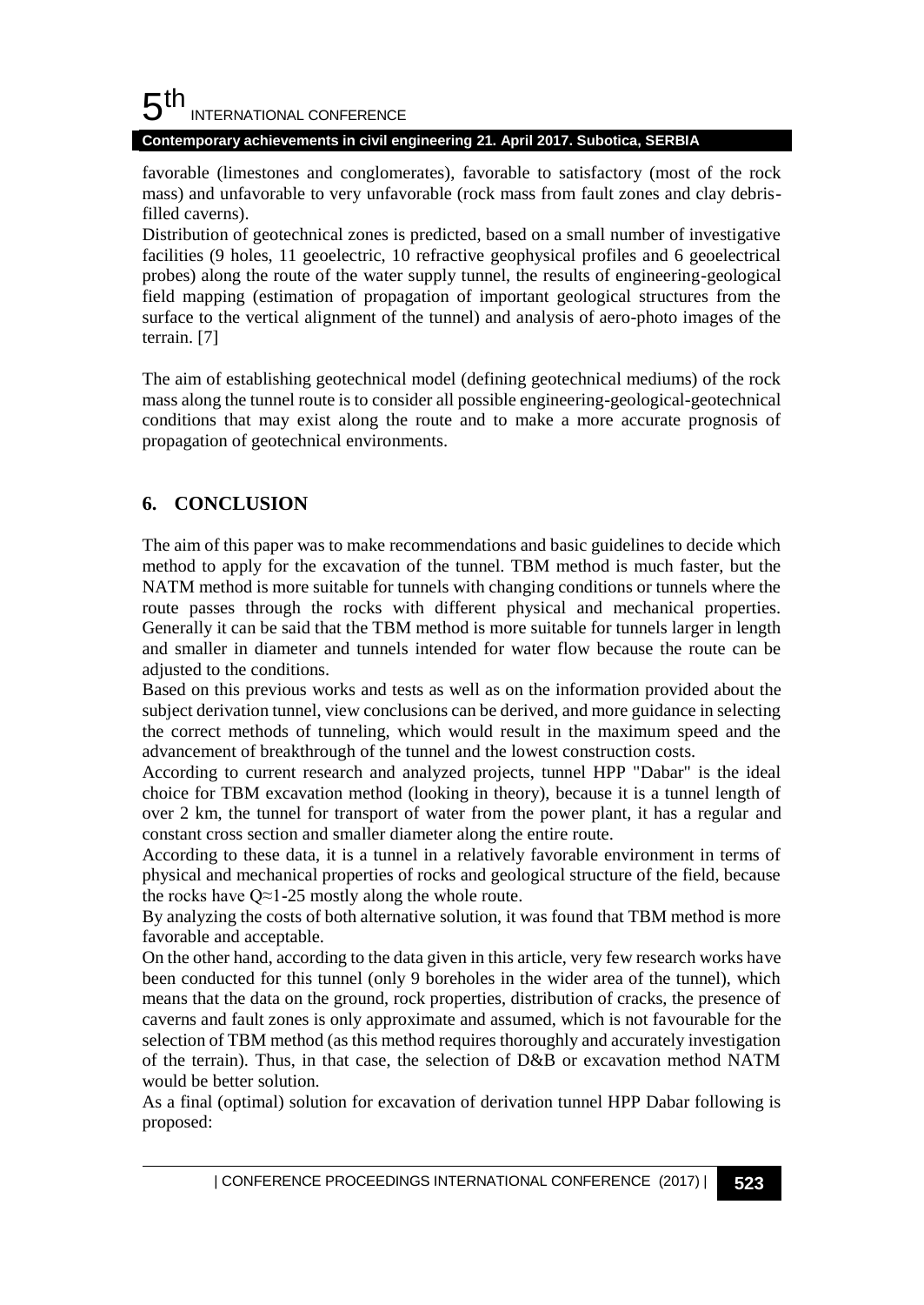favorable (limestones and conglomerates), favorable to satisfactory (most of the rock mass) and unfavorable to very unfavorable (rock mass from fault zones and clay debris-filled caverns).

Distribution of geotechnical zones is predicted, based on a small number of investigative facilities (9 holes, 11 geoelectric, 10 refractive geophysical profiles and 6 geoelectrical probes) along the route of the water supply tunnel, the results of engineering-geological field mapping (estimation of propagation of important geological structures from the surface to the vertical alignment of the tunnel) and analysis of aero-photo images of the terrain. [7]

The aim of establishing geotechnical model (defining geotechnical mediums) of the rock mass along the tunnel route is to consider all possible engineering-geological-geotechnical conditions that may exist along the route and to make a more accurate prognosis of propagation of geotechnical environments.

## 6. CONCLUSION

The aim of this paper was to make recommendations and basic guidelines to decide which method to apply for the excavation of the tunnel. TBM method is much faster, but the NATM method is more suitable for tunnels with changing conditions or tunnels where the route passes through the rocks with different physical and mechanical properties. Generally it can be said that the TBM method is more suitable for tunnels larger in length and smaller in diameter and tunnels intended for water flow because the route can be adjusted to the conditions.

Based on this previous works and tests as well as on the information provided about the subject derivation tunnel, view conclusions can be derived, and more guidance in selecting the correct methods of tunneling, which would result in the maximum speed and the advancement of breakthrough of the tunnel and the lowest construction costs.

According to current research and analyzed projects, tunnel HPP "Dabar" is the ideal choice for TBM excavation method (looking in theory), because it is a tunnel length of over 2 km, the tunnel for transport of water from the power plant, it has a regular and constant cross section and smaller diameter along the entire route.

According to these data, it is a tunnel in a relatively favorable environment in terms of physical and mechanical properties of rocks and geological structure of the field, because the rocks have $Q \approx 1\text{-}25$ mostly along the whole route.

By analyzing the costs of both alternative solution, it was found that TBM method is more favorable and acceptable.

On the other hand, according to the data given in this article, very few research works have been conducted for this tunnel (only 9 boreholes in the wider area of the tunnel), which means that the data on the ground, rock properties, distribution of cracks, the presence of caverns and fault zones is only approximate and assumed, which is not favourable for the selection of TBM method (as this method requires thoroughly and accurately investigation of the terrain). Thus, in that case, the selection of D&B or excavation method NATM would be better solution.

As a final (optimal) solution for excavation of derivation tunnel HPP Dabar following is proposed: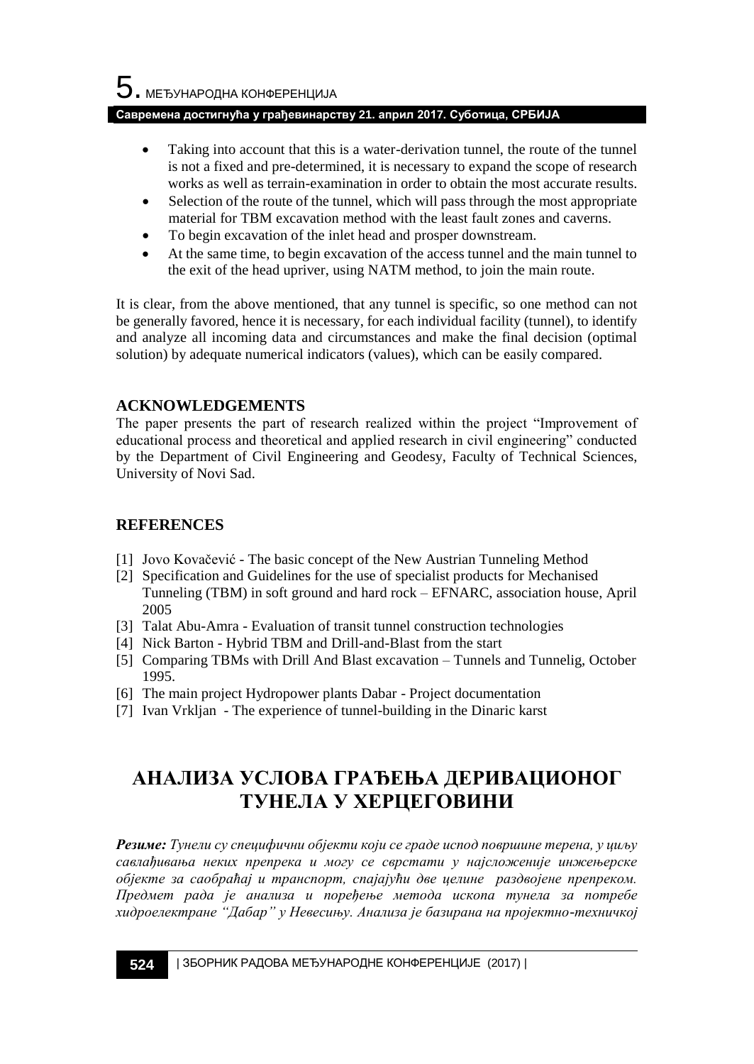- Taking into account that this is a water-derivation tunnel, the route of the tunnel is not a fixed and pre-determined, it is necessary to expand the scope of research works as well as terrain-examination in order to obtain the most accurate results.
- Selection of the route of the tunnel, which will pass through the most appropriate material for TBM excavation method with the least fault zones and caverns.
- To begin excavation of the inlet head and prosper downstream.
- At the same time, to begin excavation of the access tunnel and the main tunnel to the exit of the head upriver, using NATM method, to join the main route.

It is clear, from the above mentioned, that any tunnel is specific, so one method can not be generally favored, hence it is necessary, for each individual facility (tunnel), to identify and analyze all incoming data and circumstances and make the final decision (optimal solution) by adequate numerical indicators (values), which can be easily compared.

## ACKNOWLEDGEMENTS

The paper presents the part of research realized within the project "Improvement of educational process and theoretical and applied research in civil engineering" conducted by the Department of Civil Engineering and Geodesy, Faculty of Technical Sciences, University of Novi Sad.

## REFERENCES

[1] Jovo Kovačević - The basic concept of the New Austrian Tunneling Method

[2] Specification and Guidelines for the use of specialist products for Mechanised Tunneling (TBM) in soft ground and hard rock – EFNARC, association house, April 2005

[3] Talat Abu-Amra - Evaluation of transit tunnel construction technologies

[4] Nick Barton - Hybrid TBM and Drill-and-Blast from the start

[5] Comparing TBMs with Drill And Blast excavation – Tunnels and Tunnelig, October 1995.

[6] The main project Hydropower plants Dabar - Project documentation

[7] Ivan Vrkljan - The experience of tunnel-building in the Dinaric karst

# АНАЛИЗА УСЛОВА ГРАЂЕЊА ДЕРИВАЦИОНОГ ТУНЕЛА У ХЕРЦЕГОВИНИ

***Резиме:*** *Тунели су специфични објекти који се граде испод површине терена, у циљу савлађивања неких препрека и могу се сврстати у најсложеније инжењерске објекте за саобраћај и транспорт, спајајући две целине раздвојене препреком. Предмет рада је анализа и поређење метода ископа тунела за потребе хидроелектране "Дабар" у Невесињу. Анализа је базирана на пројектно-техничкој*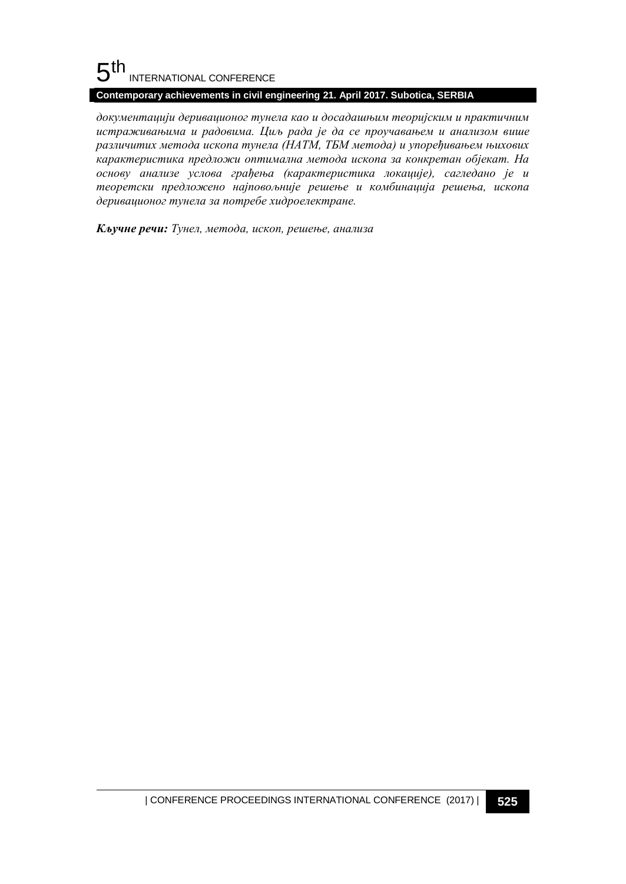*документацији деривационог тунела као и досадашњим теоријским и практичним истраживањима и радовима. Циљ рада је да се проучавањем и анализом више различитих метода ископа тунела (НАТМ, ТБМ метода) и упоређивањем њихових карактеристика предложи оптимална метода ископа за конкретан објекат. На основу анализе услова грађења (карактеристика локације), сагледано је и теоретски предложено најповољније решење и комбинација решења, ископа деривационог тунела за потребе хидроелектране.*

***Кључне речи:*** *Тунел, метода, ископ, решење, анализа*